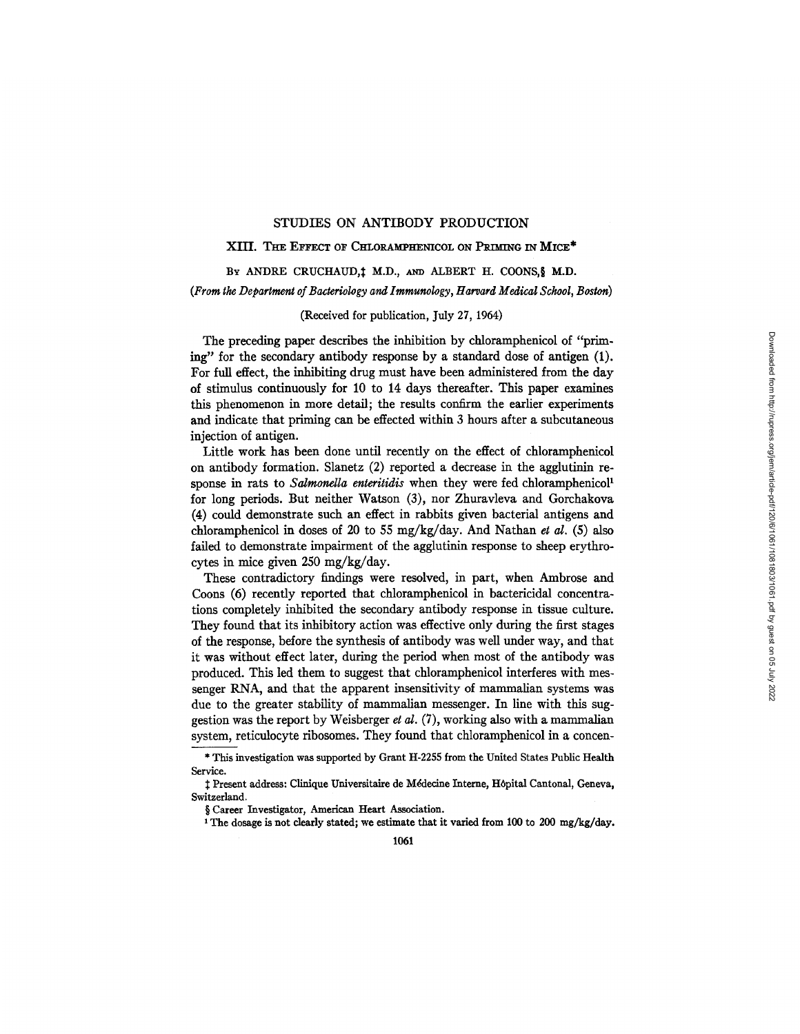# STUDIES ON ANTIBODY PRODUCTION

## XIII. THE EFFECT OF CHLORAMPHENICOL ON PRIMING IN MICE*

BY ANDRE CRUCHAUD,‡ M.D., AND ALBERT H. COONS,§ M.D.

*(From the Department of Bacteriology and Immunology, Harvard Medical School, Boston)*

(Received for publication, July 27, 1964)

The preceding paper describes the inhibition by chloramphenicol of "priming" for the secondary antibody response by a standard dose of antigen (1). For full effect, the inhibiting drug must have been administered from the day of stimulus continuously for 10 to 14 days thereafter. This paper examines this phenomenon in more detail; the results confirm the earlier experiments and indicate that priming can be effected within 3 hours after a subcutaneous injection of antigen.

Little work has been done until recently on the effect of chloramphenicol on antibody formation. Slanetz (2) reported a decrease in the agglutinin response in rats to *Salmonella enteritidis* when they were fed chloramphenicol[1] for long periods. But neither Watson (3), nor Zhuravleva and Gorchakova (4) could demonstrate such an effect in rabbits given bacterial antigens and chloramphenicol in doses of 20 to 55 mg/kg/day. And Nathan *et al.* (5) also failed to demonstrate impairment of the agglutinin response to sheep erythrocytes in mice given 250 mg/kg/day.

These contradictory findings were resolved, in part, when Ambrose and Coons (6) recently reported that chloramphenicol in bactericidal concentrations completely inhibited the secondary antibody response in tissue culture. They found that its inhibitory action was effective only during the first stages of the response, before the synthesis of antibody was well under way, and that it was without effect later, during the period when most of the antibody was produced. This led them to suggest that chloramphenicol interferes with messenger RNA, and that the apparent insensitivity of mammalian systems was due to the greater stability of mammalian messenger. In line with this suggestion was the report by Weisberger *et al.* (7), working also with a mammalian system, reticulocyte ribosomes. They found that chloramphenicol in a concen-

---

* This investigation was supported by Grant H-2255 from the United States Public Health Service.

‡ Present address: Clinique Universitaire de Médecine Interne, Hôpital Cantonal, Geneva, Switzerland.

§ Career Investigator, American Heart Association.

[1] The dosage is not clearly stated; we estimate that it varied from 100 to 200 mg/kg/day.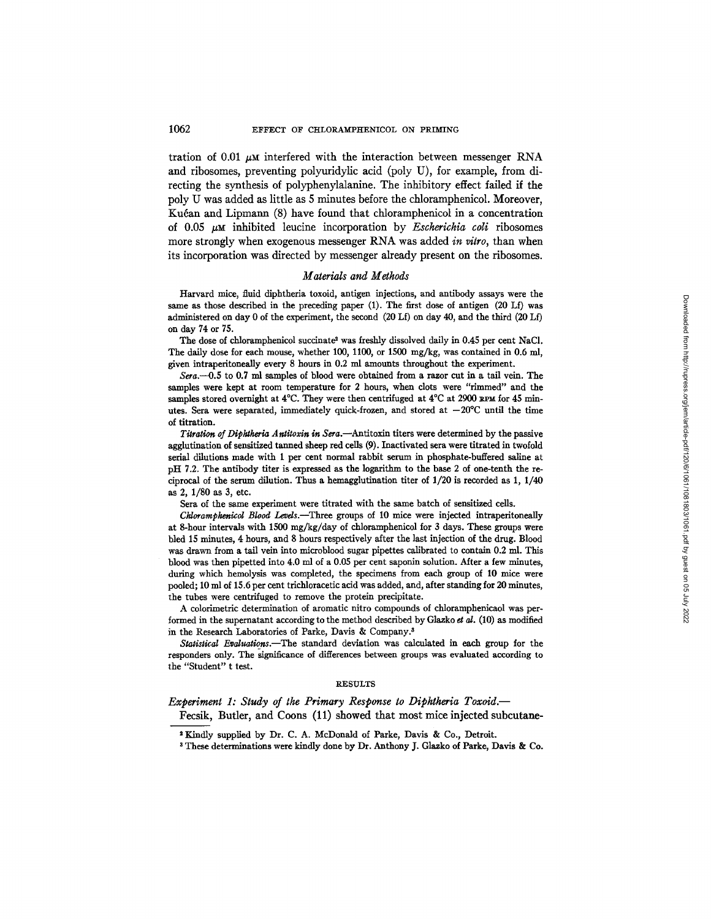tration of 0.01 $\mu$M interfered with the interaction between messenger RNA and ribosomes, preventing polyuridylic acid (poly U), for example, from directing the synthesis of polyphenylalanine. The inhibitory effect failed if the poly U was added as little as 5 minutes before the chloramphenicol. Moreover, Kučan and Lipmann (8) have found that chloramphenicol in a concentration of 0.05 $\mu$M inhibited leucine incorporation by *Escherichia coli* ribosomes more strongly when exogenous messenger RNA was added *in vitro*, than when its incorporation was directed by messenger already present on the ribosomes.

## *Materials and Methods*

Harvard mice, fluid diphtheria toxoid, antigen injections, and antibody assays were the same as those described in the preceding paper (1). The first dose of antigen (20 Lf) was administered on day 0 of the experiment, the second (20 Lf) on day 40, and the third (20 Lf) on day 74 or 75.

The dose of chloramphenicol succinate[2] was freshly dissolved daily in 0.45 per cent NaCl. The daily dose for each mouse, whether 100, 1100, or 1500 mg/kg, was contained in 0.6 ml, given intraperitoneally every 8 hours in 0.2 ml amounts throughout the experiment.

*Sera.*—0.5 to 0.7 ml samples of blood were obtained from a razor cut in a tail vein. The samples were kept at room temperature for 2 hours, when clots were "rimmed" and the samples stored overnight at 4°C. They were then centrifuged at 4°C at 2900 RPM for 45 minutes. Sera were separated, immediately quick-frozen, and stored at −20°C until the time of titration.

*Titration of Diphtheria Antitoxin in Sera.*—Antitoxin titers were determined by the passive agglutination of sensitized tanned sheep red cells (9). Inactivated sera were titrated in twofold serial dilutions made with 1 per cent normal rabbit serum in phosphate-buffered saline at pH 7.2. The antibody titer is expressed as the logarithm to the base 2 of one-tenth the reciprocal of the serum dilution. Thus a hemagglutination titer of 1/20 is recorded as 1, 1/40 as 2, 1/80 as 3, etc.

Sera of the same experiment were titrated with the same batch of sensitized cells.

*Chloramphenicol Blood Levels.*—Three groups of 10 mice were injected intraperitoneally at 8-hour intervals with 1500 mg/kg/day of chloramphenicol for 3 days. These groups were bled 15 minutes, 4 hours, and 8 hours respectively after the last injection of the drug. Blood was drawn from a tail vein into microblood sugar pipettes calibrated to contain 0.2 ml. This blood was then pipetted into 4.0 ml of a 0.05 per cent saponin solution. After a few minutes, during which hemolysis was completed, the specimens from each group of 10 mice were pooled; 10 ml of 15.6 per cent trichloracetic acid was added, and, after standing for 20 minutes, the tubes were centrifuged to remove the protein precipitate.

A colorimetric determination of aromatic nitro compounds of chloramphenicaol was performed in the supernatant according to the method described by Glazko *et al.* (10) as modified in the Research Laboratories of Parke, Davis & Company.[3]

*Statistical Evaluations.*—The standard deviation was calculated in each group for the responders only. The significance of differences between groups was evaluated according to the "Student" t test.

## RESULTS

*Experiment 1: Study of the Primary Response to Diphtheria Toxoid.*—

Fecsik, Butler, and Coons (11) showed that most mice injected subcutane-

[2] Kindly supplied by Dr. C. A. McDonald of Parke, Davis & Co., Detroit.

[3] These determinations were kindly done by Dr. Anthony J. Glazko of Parke, Davis & Co.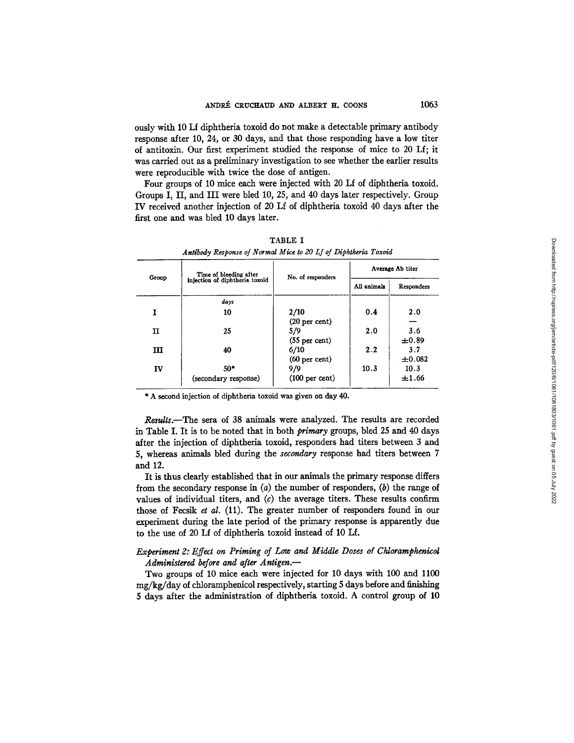ously with 10 Lf diphtheria toxoid do not make a detectable primary antibody response after 10, 24, or 30 days, and that those responding have a low titer of antitoxin. Our first experiment studied the response of mice to 20 Lf; it was carried out as a preliminary investigation to see whether the earlier results were reproducible with twice the dose of antigen.

Four groups of 10 mice each were injected with 20 Lf of diphtheria toxoid. Groups I, II, and III were bled 10, 25, and 40 days later respectively. Group IV received another injection of 20 Lf of diphtheria toxoid 40 days after the first one and was bled 10 days later.

TABLE I

*Antibody Response of Normal Mice to 20 Lf of Diphtheria Toxoid*

| Group | Time of bleeding after injection of diphtheria toxoid | No. of responders | Average Ab titer | |
|---|---|---|---|---|
| | | | All animals | Responders |
| | *days* | | | |
| I | 10 | 2/10 (20 per cent) | 0.4 | 2.0 — |
| II | 25 | 5/9 (55 per cent) | 2.0 | 3.6 ±0.89 |
| III | 40 | 6/10 (60 per cent) | 2.2 | 3.7 ±0.082 |
| IV | 50* (secondary response) | 9/9 (100 per cent) | 10.3 | 10.3 ±1.66 |

\* A second injection of diphtheria toxoid was given on day 40.

*Results.*—The sera of 38 animals were analyzed. The results are recorded in Table I. It is to be noted that in both *primary* groups, bled 25 and 40 days after the injection of diphtheria toxoid, responders had titers between 3 and 5, whereas animals bled during the *secondary* response had titers between 7 and 12.

It is thus clearly established that in our animals the primary response differs from the secondary response in (*a*) the number of responders, (*b*) the range of values of individual titers, and (*c*) the average titers. These results confirm those of Fecsik *et al.* (11). The greater number of responders found in our experiment during the late period of the primary response is apparently due to the use of 20 Lf of diphtheria toxoid instead of 10 Lf.

### *Experiment 2: Effect on Priming of Low and Middle Doses of Chloramphenicol Administered before and after Antigen.*—

Two groups of 10 mice each were injected for 10 days with 100 and 1100 mg/kg/day of chloramphenicol respectively, starting 5 days before and finishing 5 days after the administration of diphtheria toxoid. A control group of 10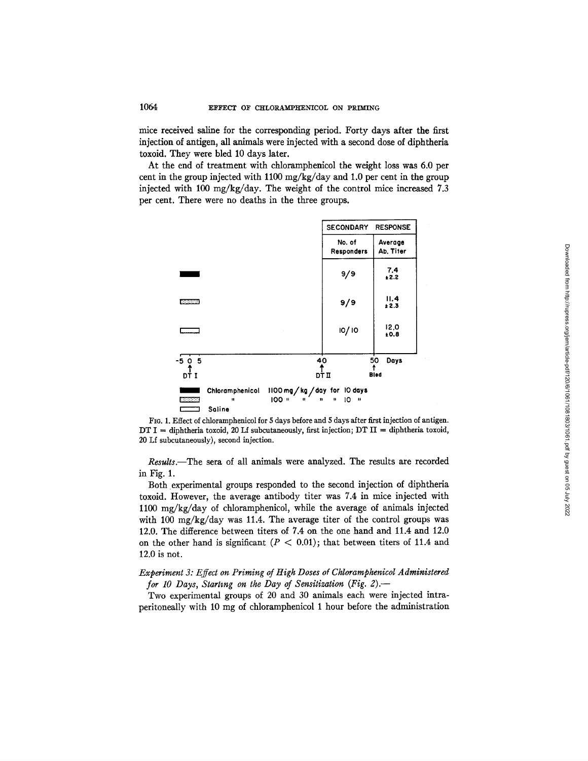mice received saline for the corresponding period. Forty days after the first injection of antigen, all animals were injected with a second dose of diphtheria toxoid. They were bled 10 days later.

At the end of treatment with chloramphenicol the weight loss was 6.0 per cent in the group injected with 1100 mg/kg/day and 1.0 per cent in the group injected with 100 mg/kg/day. The weight of the control mice increased 7.3 per cent. There were no deaths in the three groups.

| Treatment | Secondary response: No. of Responders | Secondary response: Average Ab. Titer |
|---|---|---|
| Chloramphenicol 1100 mg/kg/day for 10 days | 9/9 | 7.4 ±2.2 |
| Chloramphenicol 100 mg/kg/day for 10 days | 9/9 | 11.4 ±2.3 |
| Saline | 10/10 | 12.0 ±0.8 |

Days: -5, 0, 5 (DT I at day 0); 40 (DT II); 50 (Bled)

FIG. 1. Effect of chloramphenicol for 5 days before and 5 days after first injection of antigen. DT I = diphtheria toxoid, 20 Lf subcutaneously, first injection; DT II = diphtheria toxoid, 20 Lf subcutaneously), second injection.

*Results.*—The sera of all animals were analyzed. The results are recorded in Fig. 1.

Both experimental groups responded to the second injection of diphtheria toxoid. However, the average antibody titer was 7.4 in mice injected with 1100 mg/kg/day of chloramphenicol, while the average of animals injected with 100 mg/kg/day was 11.4. The average titer of the control groups was 12.0. The difference between titers of 7.4 on the one hand and 11.4 and 12.0 on the other hand is significant ($P < 0.01$); that between titers of 11.4 and 12.0 is not.

*Experiment 3: Effect on Priming of High Doses of Chloramphenicol Administered for 10 Days, Starting on the Day of Sensitization (Fig. 2).*—

Two experimental groups of 20 and 30 animals each were injected intraperitoneally with 10 mg of chloramphenicol 1 hour before the administration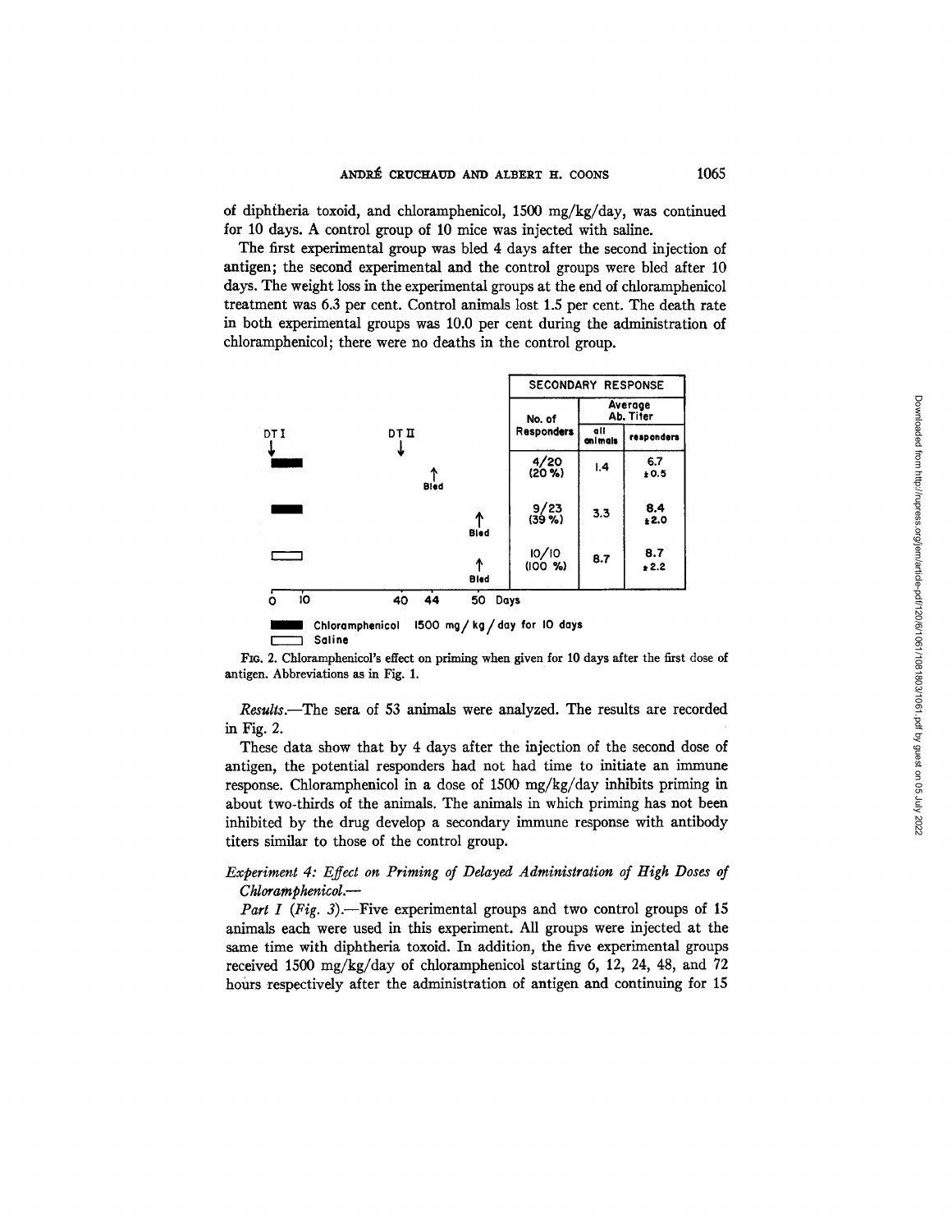of diphtheria toxoid, and chloramphenicol, 1500 mg/kg/day, was continued for 10 days. A control group of 10 mice was injected with saline.

The first experimental group was bled 4 days after the second injection of antigen; the second experimental and the control groups were bled after 10 days. The weight loss in the experimental groups at the end of chloramphenicol treatment was 6.3 per cent. Control animals lost 1.5 per cent. The death rate in both experimental groups was 10.0 per cent during the administration of chloramphenicol; there were no deaths in the control group.

| Treatment (DT I at day 0; DT II at day 40) | Bled | No. of Responders | Average Ab. Titer: all animals | Average Ab. Titer: responders |
|---|---|---|---|---|
| Chloramphenicol 1500 mg/kg/day for 10 days | Day 44 | 4/20 (20 %) | 1.4 | 6.7 ±0.5 |
| Chloramphenicol 1500 mg/kg/day for 10 days | Day 50 | 9/23 (39 %) | 3.3 | 8.4 ±2.0 |
| Saline | Day 50 | 10/10 (100 %) | 8.7 | 8.7 ±2.2 |

FIG. 2. Chloramphenicol's effect on priming when given for 10 days after the first dose of antigen. Abbreviations as in Fig. 1.

*Results.*—The sera of 53 animals were analyzed. The results are recorded in Fig. 2.

These data show that by 4 days after the injection of the second dose of antigen, the potential responders had not had time to initiate an immune response. Chloramphenicol in a dose of 1500 mg/kg/day inhibits priming in about two-thirds of the animals. The animals in which priming has not been inhibited by the drug develop a secondary immune response with antibody titers similar to those of the control group.

### *Experiment 4: Effect on Priming of Delayed Administration of High Doses of Chloramphenicol.*—

*Part I (Fig. 3).*—Five experimental groups and two control groups of 15 animals each were used in this experiment. All groups were injected at the same time with diphtheria toxoid. In addition, the five experimental groups received 1500 mg/kg/day of chloramphenicol starting 6, 12, 24, 48, and 72 hours respectively after the administration of antigen and continuing for 15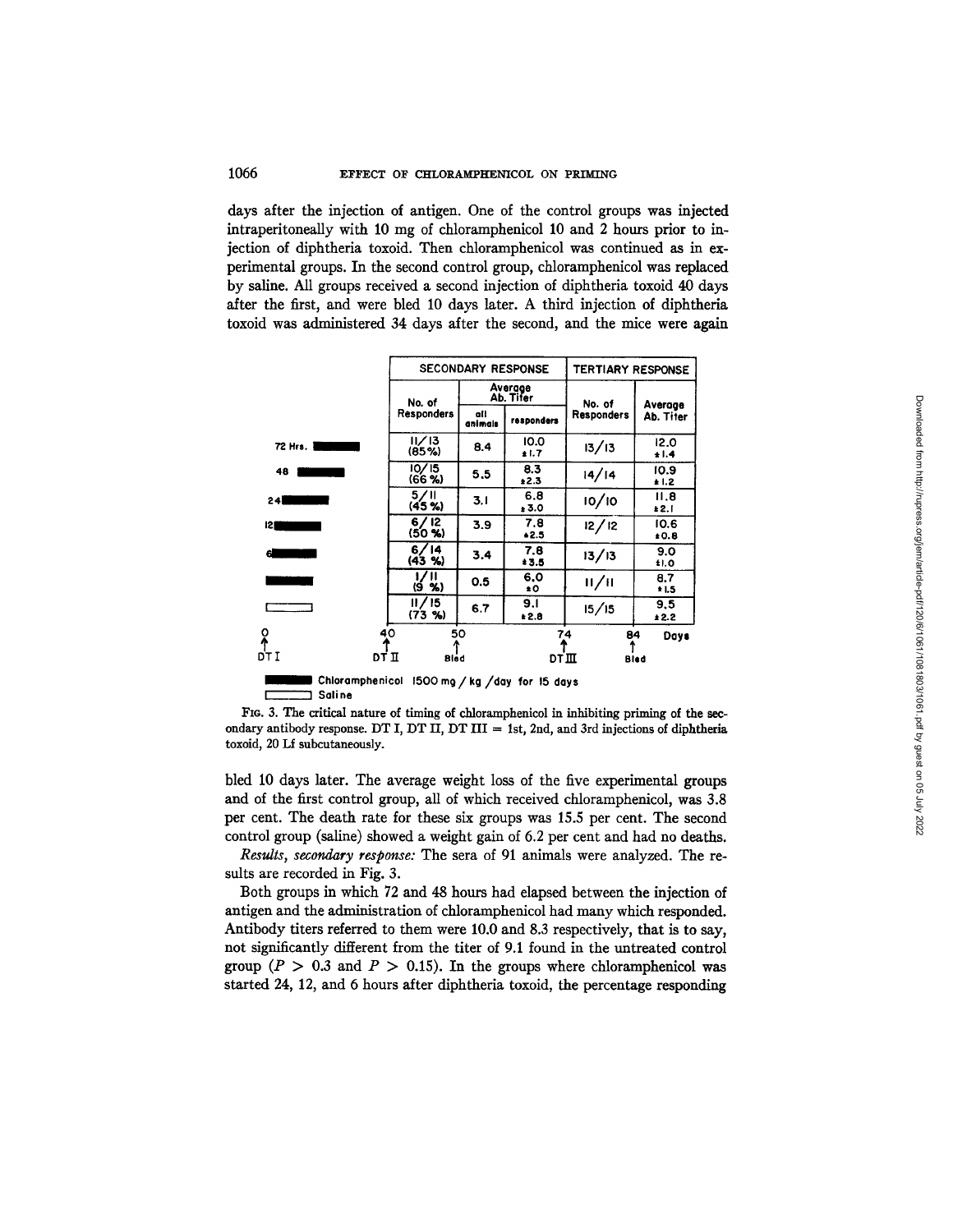days after the injection of antigen. One of the control groups was injected intraperitoneally with 10 mg of chloramphenicol 10 and 2 hours prior to injection of diphtheria toxoid. Then chloramphenicol was continued as in experimental groups. In the second control group, chloramphenicol was replaced by saline. All groups received a second injection of diphtheria toxoid 40 days after the first, and were bled 10 days later. A third injection of diphtheria toxoid was administered 34 days after the second, and the mice were again

| | Secondary response | | | Tertiary response | |
|---|---|---|---|---|---|
| | No. of Responders | Average Ab. Titer | | No. of Responders | Average Ab. Titer |
| | | all animals | responders | | |
| 72 Hrs. (Chloramphenicol) | 11/13 (85%) | 8.4 | 10.0 ±1.7 | 13/13 | 12.0 ±1.4 |
| 48 (Chloramphenicol) | 10/15 (66 %) | 5.5 | 8.3 ±2.3 | 14/14 | 10.9 ±1.2 |
| 24 (Chloramphenicol) | 5/11 (45 %) | 3.1 | 6.8 ±3.0 | 10/10 | 11.8 ±2.1 |
| 12 (Chloramphenicol) | 6/12 (50 %) | 3.9 | 7.8 ±2.5 | 12/12 | 10.6 ±0.8 |
| 6 (Chloramphenicol) | 6/14 (43 %) | 3.4 | 7.8 ±3.5 | 13/13 | 9.0 ±1.0 |
| (Chloramphenicol) | 1/11 (9 %) | 0.5 | 6.0 ±0 | 11/11 | 8.7 ±1.5 |
| (Saline) | 11/15 (73 %) | 6.7 | 9.1 ±2.8 | 15/15 | 9.5 ±2.2 |

Timeline (Days): 0 — DT I; 40 — DT II; 50 — Bled; 74 — DT III; 84 — Bled

■ Chloramphenicol 1500 mg / kg / day for 15 days
□ Saline

FIG. 3. The critical nature of timing of chloramphenicol in inhibiting priming of the secondary antibody response. DT I, DT II, DT III = 1st, 2nd, and 3rd injections of diphtheria toxoid, 20 Lf subcutaneously.

bled 10 days later. The average weight loss of the five experimental groups and of the first control group, all of which received chloramphenicol, was 3.8 per cent. The death rate for these six groups was 15.5 per cent. The second control group (saline) showed a weight gain of 6.2 per cent and had no deaths.

*Results, secondary response:* The sera of 91 animals were analyzed. The results are recorded in Fig. 3.

Both groups in which 72 and 48 hours had elapsed between the injection of antigen and the administration of chloramphenicol had many which responded. Antibody titers referred to them were 10.0 and 8.3 respectively, that is to say, not significantly different from the titer of 9.1 found in the untreated control group ($P > 0.3$ and $P > 0.15$). In the groups where chloramphenicol was started 24, 12, and 6 hours after diphtheria toxoid, the percentage responding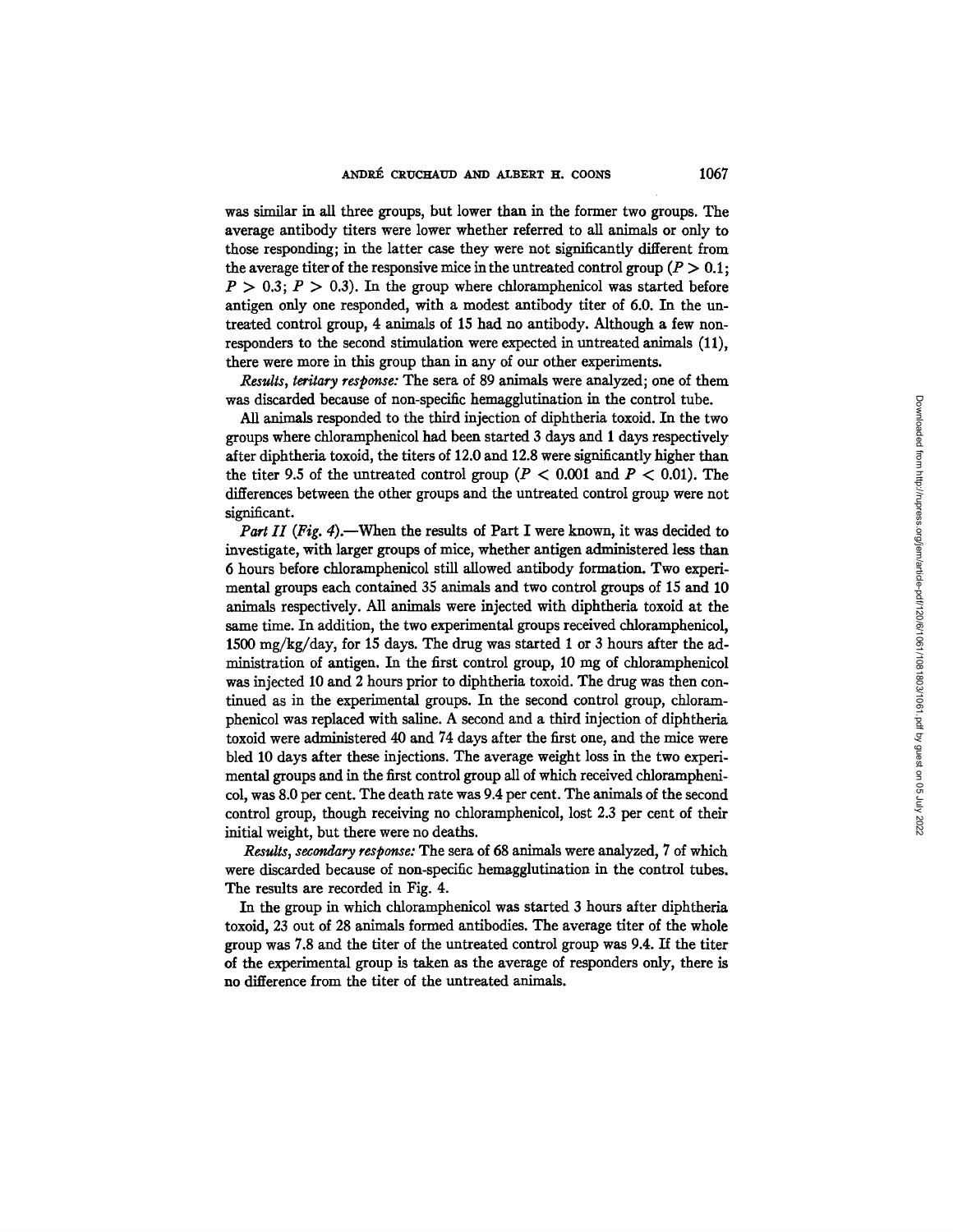was similar in all three groups, but lower than in the former two groups. The average antibody titers were lower whether referred to all animals or only to those responding; in the latter case they were not significantly different from the average titer of the responsive mice in the untreated control group ($P > 0.1$; $P > 0.3$; $P > 0.3$). In the group where chloramphenicol was started before antigen only one responded, with a modest antibody titer of 6.0. In the untreated control group, 4 animals of 15 had no antibody. Although a few non-responders to the second stimulation were expected in untreated animals (11), there were more in this group than in any of our other experiments.

*Results, teritary response:* The sera of 89 animals were analyzed; one of them was discarded because of non-specific hemagglutination in the control tube.

All animals responded to the third injection of diphtheria toxoid. In the two groups where chloramphenicol had been started 3 days and 1 days respectively after diphtheria toxoid, the titers of 12.0 and 12.8 were significantly higher than the titer 9.5 of the untreated control group ($P < 0.001$ and $P < 0.01$). The differences between the other groups and the untreated control group were not significant.

*Part II (Fig. 4).*—When the results of Part I were known, it was decided to investigate, with larger groups of mice, whether antigen administered less than 6 hours before chloramphenicol still allowed antibody formation. Two experimental groups each contained 35 animals and two control groups of 15 and 10 animals respectively. All animals were injected with diphtheria toxoid at the same time. In addition, the two experimental groups received chloramphenicol, 1500 mg/kg/day, for 15 days. The drug was started 1 or 3 hours after the administration of antigen. In the first control group, 10 mg of chloramphenicol was injected 10 and 2 hours prior to diphtheria toxoid. The drug was then continued as in the experimental groups. In the second control group, chloramphenicol was replaced with saline. A second and a third injection of diphtheria toxoid were administered 40 and 74 days after the first one, and the mice were bled 10 days after these injections. The average weight loss in the two experimental groups and in the first control group all of which received chloramphenicol, was 8.0 per cent. The death rate was 9.4 per cent. The animals of the second control group, though receiving no chloramphenicol, lost 2.3 per cent of their initial weight, but there were no deaths.

*Results, secondary response:* The sera of 68 animals were analyzed, 7 of which were discarded because of non-specific hemagglutination in the control tubes. The results are recorded in Fig. 4.

In the group in which chloramphenicol was started 3 hours after diphtheria toxoid, 23 out of 28 animals formed antibodies. The average titer of the whole group was 7.8 and the titer of the untreated control group was 9.4. If the titer of the experimental group is taken as the average of responders only, there is no difference from the titer of the untreated animals.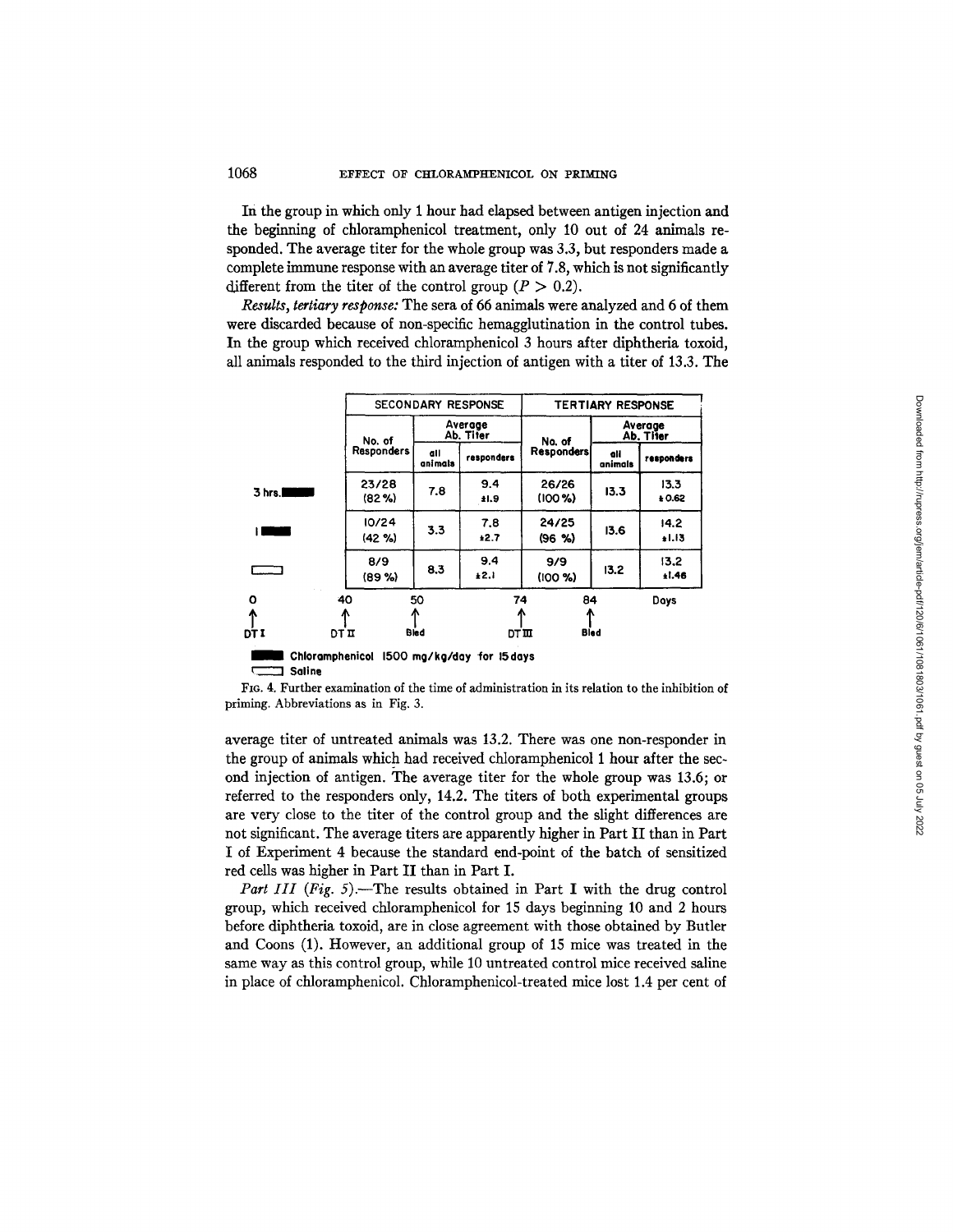In the group in which only 1 hour had elapsed between antigen injection and the beginning of chloramphenicol treatment, only 10 out of 24 animals responded. The average titer for the whole group was 3.3, but responders made a complete immune response with an average titer of 7.8, which is not significantly different from the titer of the control group ($P > 0.2$).

*Results, tertiary response:* The sera of 66 animals were analyzed and 6 of them were discarded because of non-specific hemagglutination in the control tubes. In the group which received chloramphenicol 3 hours after diphtheria toxoid, all animals responded to the third injection of antigen with a titer of 13.3. The

| | SECONDARY RESPONSE | | | TERTIARY RESPONSE | | |
|---|---|---|---|---|---|---|
| | No. of Responders | Average Ab. Titer | | No. of Responders | Average Ab. Titer | |
| | | all animals | responders | | all animals | responders |
| 3 hrs. ■ | 23/28 (82 %) | 7.8 | 9.4 ±1.9 | 26/26 (100 %) | 13.3 | 13.3 ±0.62 |
| 1 ■ | 10/24 (42 %) | 3.3 | 7.8 ±2.7 | 24/25 (96 %) | 13.6 | 14.2 ±1.13 |
| □ | 8/9 (89 %) | 8.3 | 9.4 ±2.1 | 9/9 (100 %) | 13.2 | 13.2 ±1.46 |

0 (DT I) — 40 (DT II) — 50 (Bled) — 74 (DT III) — 84 (Bled) Days

■ Chloramphenicol 1500 mg/kg/day for 15 days
□ Saline

FIG. 4. Further examination of the time of administration in its relation to the inhibition of priming. Abbreviations as in Fig. 3.

average titer of untreated animals was 13.2. There was one non-responder in the group of animals which had received chloramphenicol 1 hour after the second injection of antigen. The average titer for the whole group was 13.6; or referred to the responders only, 14.2. The titers of both experimental groups are very close to the titer of the control group and the slight differences are not significant. The average titers are apparently higher in Part II than in Part I of Experiment 4 because the standard end-point of the batch of sensitized red cells was higher in Part II than in Part I.

*Part III (Fig. 5).*—The results obtained in Part I with the drug control group, which received chloramphenicol for 15 days beginning 10 and 2 hours before diphtheria toxoid, are in close agreement with those obtained by Butler and Coons (1). However, an additional group of 15 mice was treated in the same way as this control group, while 10 untreated control mice received saline in place of chloramphenicol. Chloramphenicol-treated mice lost 1.4 per cent of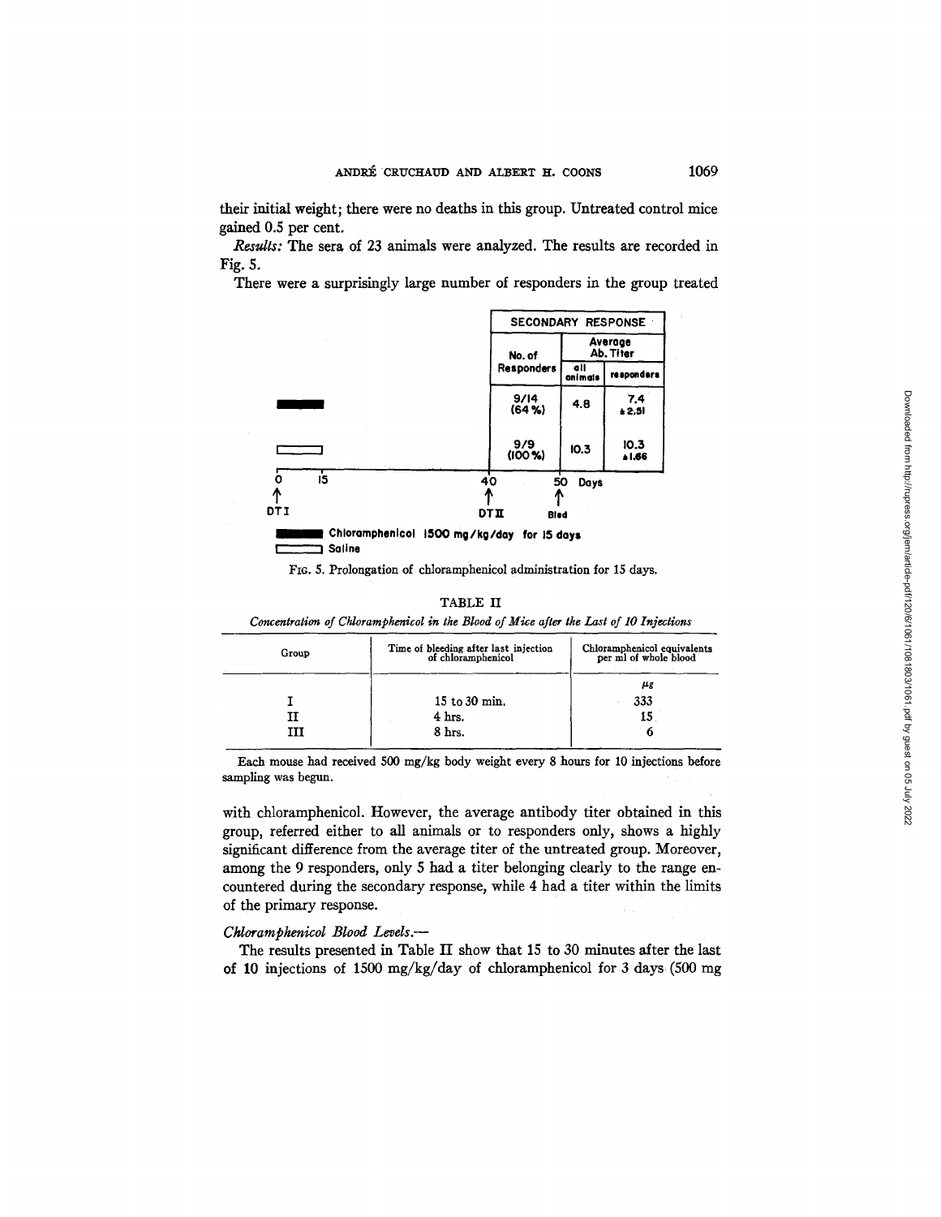their initial weight; there were no deaths in this group. Untreated control mice gained 0.5 per cent.

*Results:* The sera of 23 animals were analyzed. The results are recorded in Fig. 5.

There were a surprisingly large number of responders in the group treated

| | SECONDARY RESPONSE | | |
|---|---|---|---|
| | No. of Responders | Average Ab. Titer | |
| | | all animals | responders |
| Chloramphenicol | 9/14 (64%) | 4.8 | 7.4 ± 2.51 |
| Saline | 9/9 (100%) | 10.3 | 10.3 ± 1.66 |

0 — 15 — 40 — 50 Days

DT I (day 0); DT II (day 40); Bled (day 50)

Chloramphenicol 1500 mg/kg/day for 15 days

Saline

FIG. 5. Prolongation of chloramphenicol administration for 15 days.

TABLE II

*Concentration of Chloramphenicol in the Blood of Mice after the Last of 10 Injections*

| Group | Time of bleeding after last injection of chloramphenicol | Chloramphenicol equivalents per ml of whole blood |
|---|---|---|
| | | $\mu g$ |
| I | 15 to 30 min. | 333 |
| II | 4 hrs. | 15 |
| III | 8 hrs. | 6 |

Each mouse had received 500 mg/kg body weight every 8 hours for 10 injections before sampling was begun.

with chloramphenicol. However, the average antibody titer obtained in this group, referred either to all animals or to responders only, shows a highly significant difference from the average titer of the untreated group. Moreover, among the 9 responders, only 5 had a titer belonging clearly to the range encountered during the secondary response, while 4 had a titer within the limits of the primary response.

*Chloramphenicol Blood Levels.*—

The results presented in Table II show that 15 to 30 minutes after the last of 10 injections of 1500 mg/kg/day of chloramphenicol for 3 days (500 mg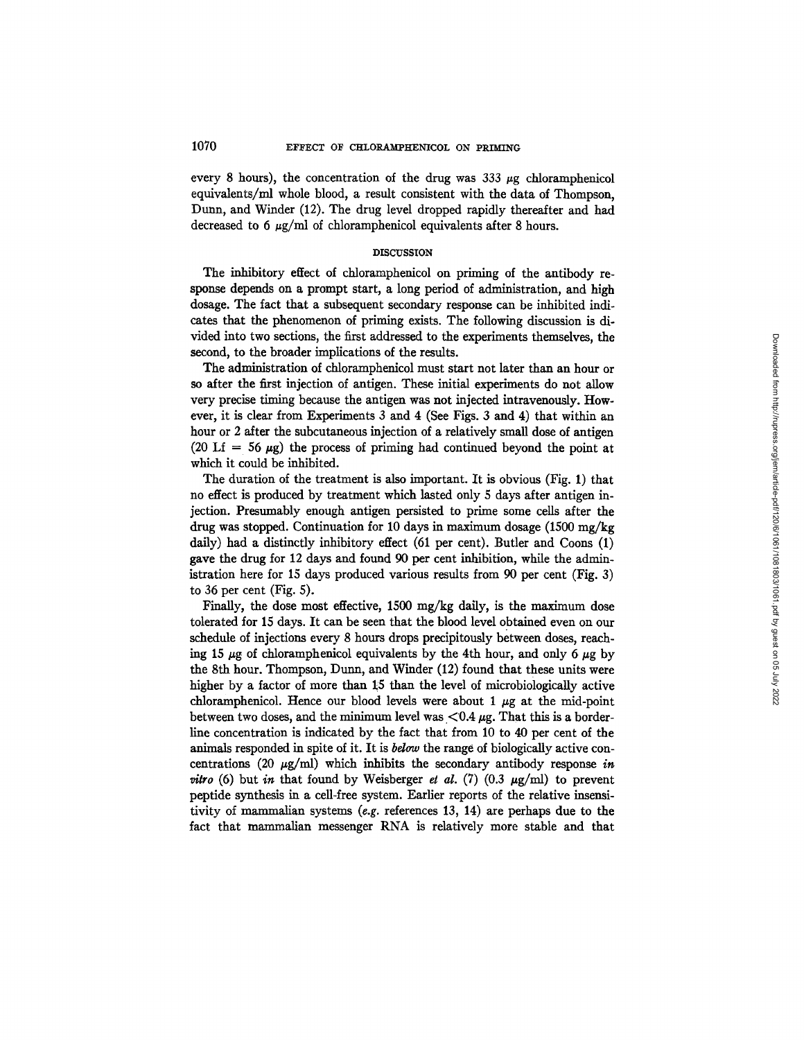every 8 hours), the concentration of the drug was 333 μg chloramphenicol equivalents/ml whole blood, a result consistent with the data of Thompson, Dunn, and Winder (12). The drug level dropped rapidly thereafter and had decreased to 6 μg/ml of chloramphenicol equivalents after 8 hours.

## DISCUSSION

The inhibitory effect of chloramphenicol on priming of the antibody response depends on a prompt start, a long period of administration, and high dosage. The fact that a subsequent secondary response can be inhibited indicates that the phenomenon of priming exists. The following discussion is divided into two sections, the first addressed to the experiments themselves, the second, to the broader implications of the results.

The administration of chloramphenicol must start not later than an hour or so after the first injection of antigen. These initial experiments do not allow very precise timing because the antigen was not injected intravenously. However, it is clear from Experiments 3 and 4 (See Figs. 3 and 4) that within an hour or 2 after the subcutaneous injection of a relatively small dose of antigen (20 Lf = 56 μg) the process of priming had continued beyond the point at which it could be inhibited.

The duration of the treatment is also important. It is obvious (Fig. 1) that no effect is produced by treatment which lasted only 5 days after antigen injection. Presumably enough antigen persisted to prime some cells after the drug was stopped. Continuation for 10 days in maximum dosage (1500 mg/kg daily) had a distinctly inhibitory effect (61 per cent). Butler and Coons (1) gave the drug for 12 days and found 90 per cent inhibition, while the administration here for 15 days produced various results from 90 per cent (Fig. 3) to 36 per cent (Fig. 5).

Finally, the dose most effective, 1500 mg/kg daily, is the maximum dose tolerated for 15 days. It can be seen that the blood level obtained even on our schedule of injections every 8 hours drops precipitously between doses, reaching 15 μg of chloramphenicol equivalents by the 4th hour, and only 6 μg by the 8th hour. Thompson, Dunn, and Winder (12) found that these units were higher by a factor of more than 15 than the level of microbiologically active chloramphenicol. Hence our blood levels were about 1 μg at the mid-point between two doses, and the minimum level was <0.4 μg. That this is a borderline concentration is indicated by the fact that from 10 to 40 per cent of the animals responded in spite of it. It is *below* the range of biologically active concentrations (20 μg/ml) which inhibits the secondary antibody response *in vitro* (6) but *in* that found by Weisberger *et al.* (7) (0.3 μg/ml) to prevent peptide synthesis in a cell-free system. Earlier reports of the relative insensitivity of mammalian systems (*e.g.* references 13, 14) are perhaps due to the fact that mammalian messenger RNA is relatively more stable and that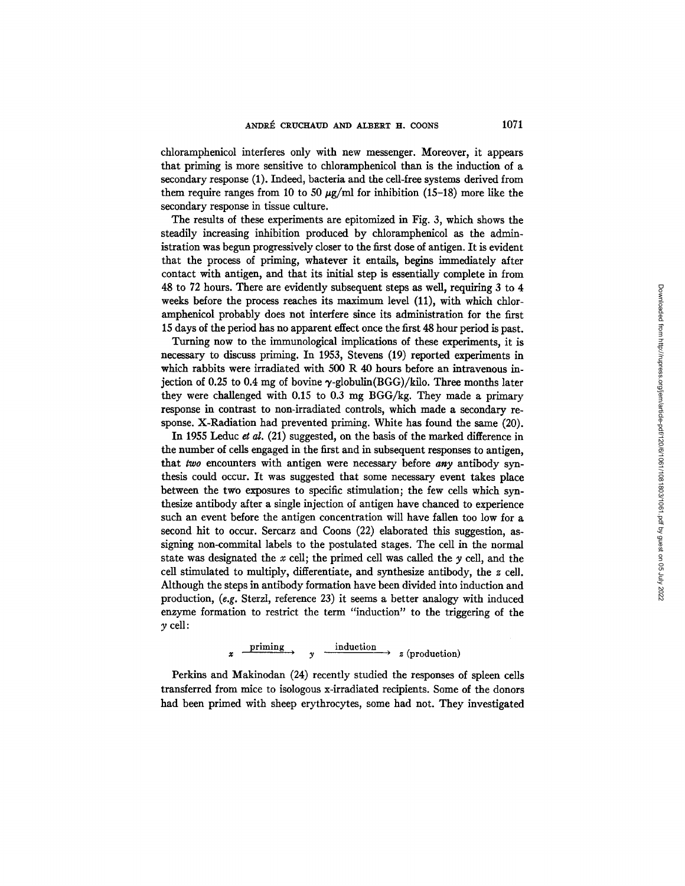chloramphenicol interferes only with new messenger. Moreover, it appears that priming is more sensitive to chloramphenicol than is the induction of a secondary response (1). Indeed, bacteria and the cell-free systems derived from them require ranges from 10 to 50 $\mu$g/ml for inhibition (15–18) more like the secondary response in tissue culture.

The results of these experiments are epitomized in Fig. 3, which shows the steadily increasing inhibition produced by chloramphenicol as the administration was begun progressively closer to the first dose of antigen. It is evident that the process of priming, whatever it entails, begins immediately after contact with antigen, and that its initial step is essentially complete in from 48 to 72 hours. There are evidently subsequent steps as well, requiring 3 to 4 weeks before the process reaches its maximum level (11), with which chloramphenicol probably does not interfere since its administration for the first 15 days of the period has no apparent effect once the first 48 hour period is past.

Turning now to the immunological implications of these experiments, it is necessary to discuss priming. In 1953, Stevens (19) reported experiments in which rabbits were irradiated with 500 R 40 hours before an intravenous injection of 0.25 to 0.4 mg of bovine $\gamma$-globulin(BGG)/kilo. Three months later they were challenged with 0.15 to 0.3 mg BGG/kg. They made a primary response in contrast to non-irradiated controls, which made a secondary response. X-Radiation had prevented priming. White has found the same (20).

In 1955 Leduc *et al.* (21) suggested, on the basis of the marked difference in the number of cells engaged in the first and in subsequent responses to antigen, that *two* encounters with antigen were necessary before *any* antibody synthesis could occur. It was suggested that some necessary event takes place between the two exposures to specific stimulation; the few cells which synthesize antibody after a single injection of antigen have chanced to experience such an event before the antigen concentration will have fallen too low for a second hit to occur. Sercarz and Coons (22) elaborated this suggestion, assigning non-commital labels to the postulated stages. The cell in the normal state was designated the $x$ cell; the primed cell was called the $y$ cell, and the cell stimulated to multiply, differentiate, and synthesize antibody, the $z$ cell. Although the steps in antibody formation have been divided into induction and production, (*e.g.* Sterzl, reference 23) it seems a better analogy with induced enzyme formation to restrict the term "induction" to the triggering of the $y$ cell:

$$x \xrightarrow{\text{priming}} y \xrightarrow{\text{induction}} z \text{ (production)}$$

Perkins and Makinodan (24) recently studied the responses of spleen cells transferred from mice to isologous x-irradiated recipients. Some of the donors had been primed with sheep erythrocytes, some had not. They investigated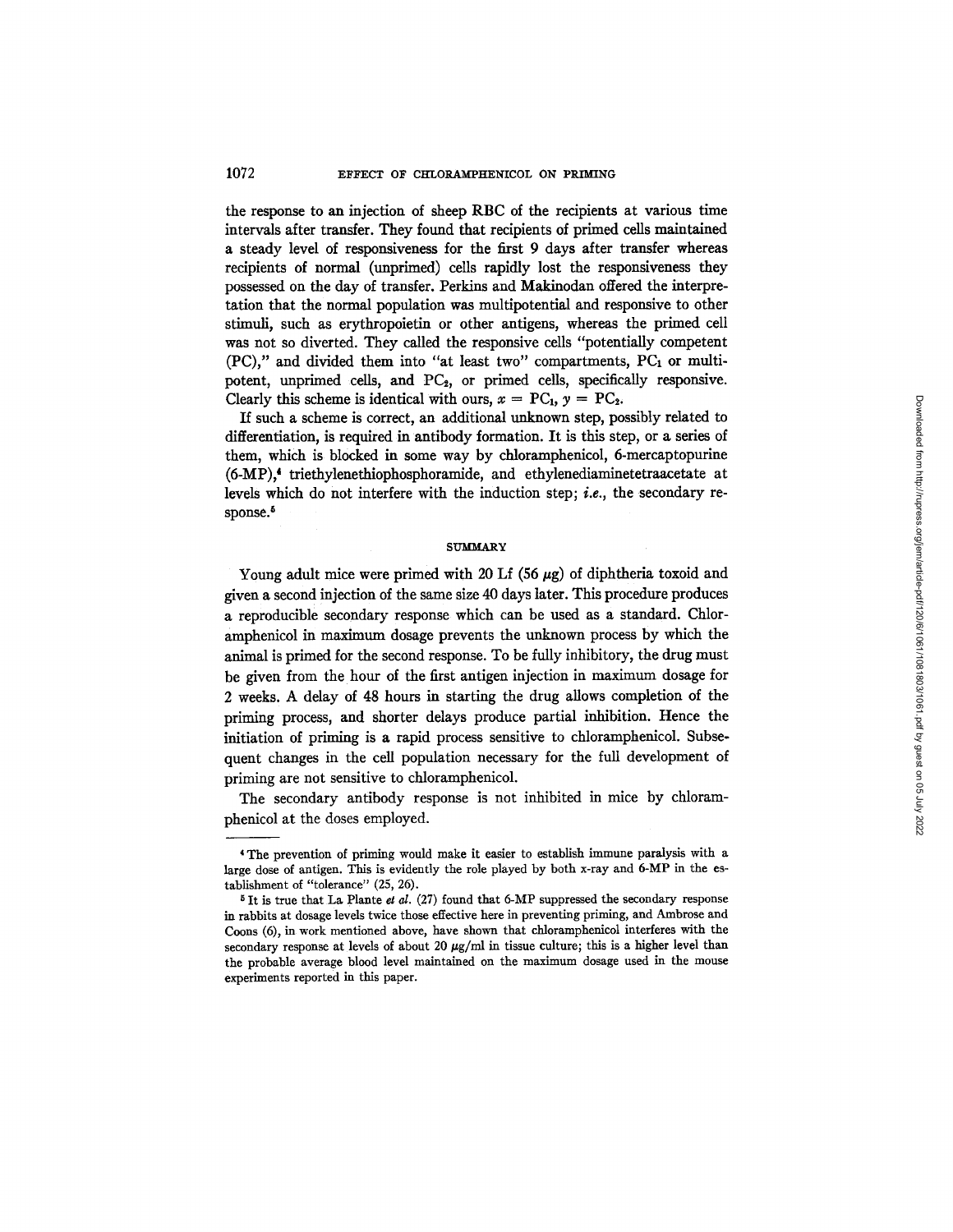the response to an injection of sheep RBC of the recipients at various time intervals after transfer. They found that recipients of primed cells maintained a steady level of responsiveness for the first 9 days after transfer whereas recipients of normal (unprimed) cells rapidly lost the responsiveness they possessed on the day of transfer. Perkins and Makinodan offered the interpretation that the normal population was multipotential and responsive to other stimuli, such as erythropoietin or other antigens, whereas the primed cell was not so diverted. They called the responsive cells "potentially competent (PC)," and divided them into "at least two" compartments, $PC_1$ or multipotent, unprimed cells, and $PC_2$, or primed cells, specifically responsive. Clearly this scheme is identical with ours, $x = PC_1$, $y = PC_2$.

If such a scheme is correct, an additional unknown step, possibly related to differentiation, is required in antibody formation. It is this step, or a series of them, which is blocked in some way by chloramphenicol, 6-mercaptopurine (6-MP),[4] triethylenethiophosphoramide, and ethylenediaminetetraacetate at levels which do not interfere with the induction step; *i.e.*, the secondary response.[5]

## SUMMARY

Young adult mice were primed with 20 Lf (56 $\mu$g) of diphtheria toxoid and given a second injection of the same size 40 days later. This procedure produces a reproducible secondary response which can be used as a standard. Chloramphenicol in maximum dosage prevents the unknown process by which the animal is primed for the second response. To be fully inhibitory, the drug must be given from the hour of the first antigen injection in maximum dosage for 2 weeks. A delay of 48 hours in starting the drug allows completion of the priming process, and shorter delays produce partial inhibition. Hence the initiation of priming is a rapid process sensitive to chloramphenicol. Subsequent changes in the cell population necessary for the full development of priming are not sensitive to chloramphenicol.

The secondary antibody response is not inhibited in mice by chloramphenicol at the doses employed.

---

[4] The prevention of priming would make it easier to establish immune paralysis with a large dose of antigen. This is evidently the role played by both x-ray and 6-MP in the establishment of "tolerance" (25, 26).

[5] It is true that La Plante *et al.* (27) found that 6-MP suppressed the secondary response in rabbits at dosage levels twice those effective here in preventing priming, and Ambrose and Coons (6), in work mentioned above, have shown that chloramphenicol interferes with the secondary response at levels of about 20 $\mu$g/ml in tissue culture; this is a higher level than the probable average blood level maintained on the maximum dosage used in the mouse experiments reported in this paper.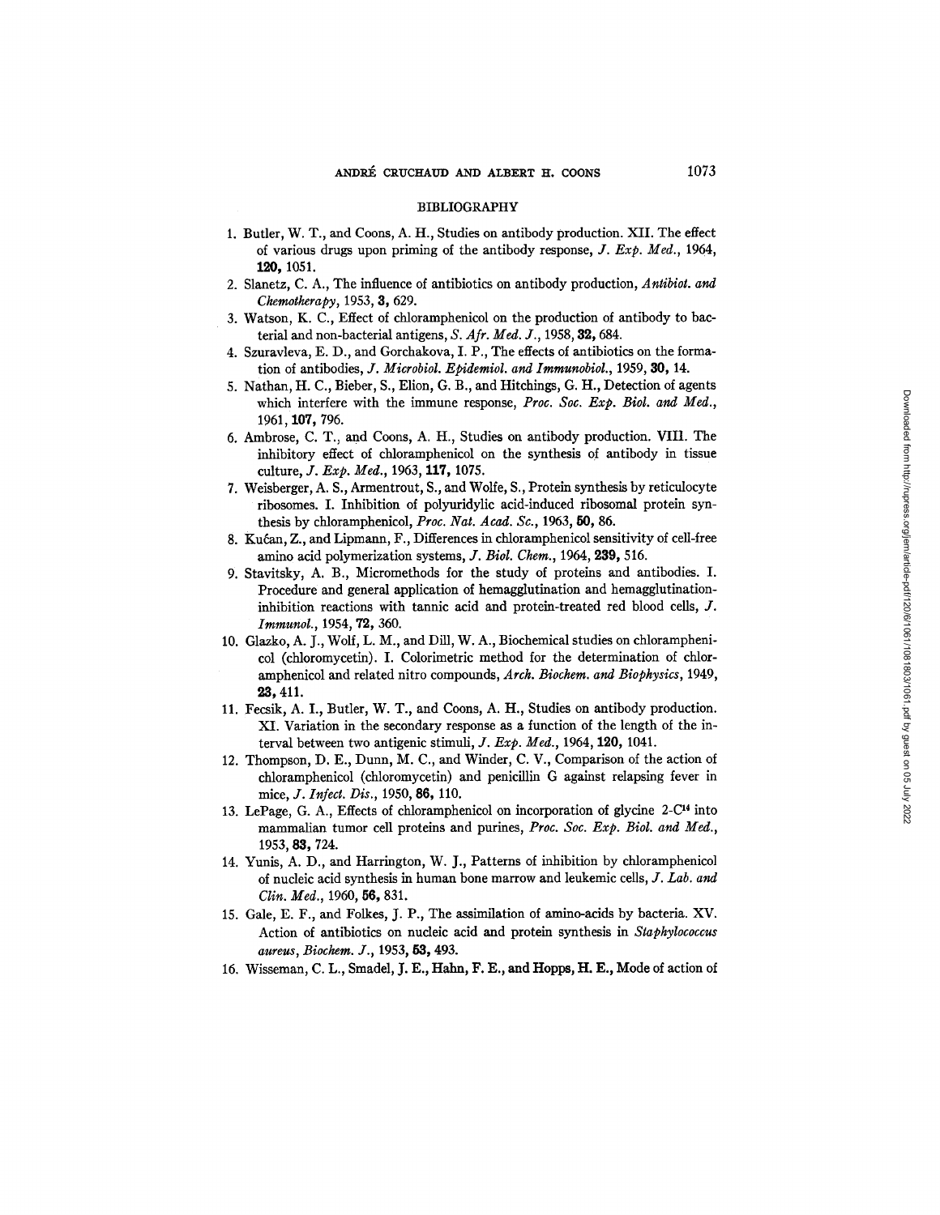## BIBLIOGRAPHY

1. Butler, W. T., and Coons, A. H., Studies on antibody production. XII. The effect of various drugs upon priming of the antibody response, *J. Exp. Med.*, 1964, **120,** 1051.
2. Slanetz, C. A., The influence of antibiotics on antibody production, *Antibiot. and Chemotherapy*, 1953, **3,** 629.
3. Watson, K. C., Effect of chloramphenicol on the production of antibody to bacterial and non-bacterial antigens, *S. Afr. Med. J.*, 1958, **32,** 684.
4. Szuravleva, E. D., and Gorchakova, I. P., The effects of antibiotics on the formation of antibodies, *J. Microbiol. Epidemiol. and Immunobiol.*, 1959, **30,** 14.
5. Nathan, H. C., Bieber, S., Elion, G. B., and Hitchings, G. H., Detection of agents which interfere with the immune response, *Proc. Soc. Exp. Biol. and Med.*, 1961, **107,** 796.
6. Ambrose, C. T., and Coons, A. H., Studies on antibody production. VIII. The inhibitory effect of chloramphenicol on the synthesis of antibody in tissue culture, *J. Exp. Med.*, 1963, **117,** 1075.
7. Weisberger, A. S., Armentrout, S., and Wolfe, S., Protein synthesis by reticulocyte ribosomes. I. Inhibition of polyuridylic acid-induced ribosomal protein synthesis by chloramphenicol, *Proc. Nat. Acad. Sc.*, 1963, **50,** 86.
8. Kućan, Z., and Lipmann, F., Differences in chloramphenicol sensitivity of cell-free amino acid polymerization systems, *J. Biol. Chem.*, 1964, **239,** 516.
9. Stavitsky, A. B., Micromethods for the study of proteins and antibodies. I. Procedure and general application of hemagglutination and hemagglutination-inhibition reactions with tannic acid and protein-treated red blood cells, *J. Immunol.*, 1954, **72,** 360.
10. Glazko, A. J., Wolf, L. M., and Dill, W. A., Biochemical studies on chloramphenicol (chloromycetin). I. Colorimetric method for the determination of chloramphenicol and related nitro compounds, *Arch. Biochem. and Biophysics*, 1949, **23,** 411.
11. Fecsik, A. I., Butler, W. T., and Coons, A. H., Studies on antibody production. XI. Variation in the secondary response as a function of the length of the interval between two antigenic stimuli, *J. Exp. Med.*, 1964, **120,** 1041.
12. Thompson, D. E., Dunn, M. C., and Winder, C. V., Comparison of the action of chloramphenicol (chloromycetin) and penicillin G against relapsing fever in mice, *J. Infect. Dis.*, 1950, **86,** 110.
13. LePage, G. A., Effects of chloramphenicol on incorporation of glycine 2-$C^{14}$ into mammalian tumor cell proteins and purines, *Proc. Soc. Exp. Biol. and Med.*, 1953, **83,** 724.
14. Yunis, A. D., and Harrington, W. J., Patterns of inhibition by chloramphenicol of nucleic acid synthesis in human bone marrow and leukemic cells, *J. Lab. and Clin. Med.*, 1960, **56,** 831.
15. Gale, E. F., and Folkes, J. P., The assimilation of amino-acids by bacteria. XV. Action of antibiotics on nucleic acid and protein synthesis in *Staphylococcus aureus*, *Biochem. J.*, 1953, **53,** 493.
16. Wisseman, C. L., Smadel, J. E., Hahn, F. E., and Hopps, H. E., Mode of action of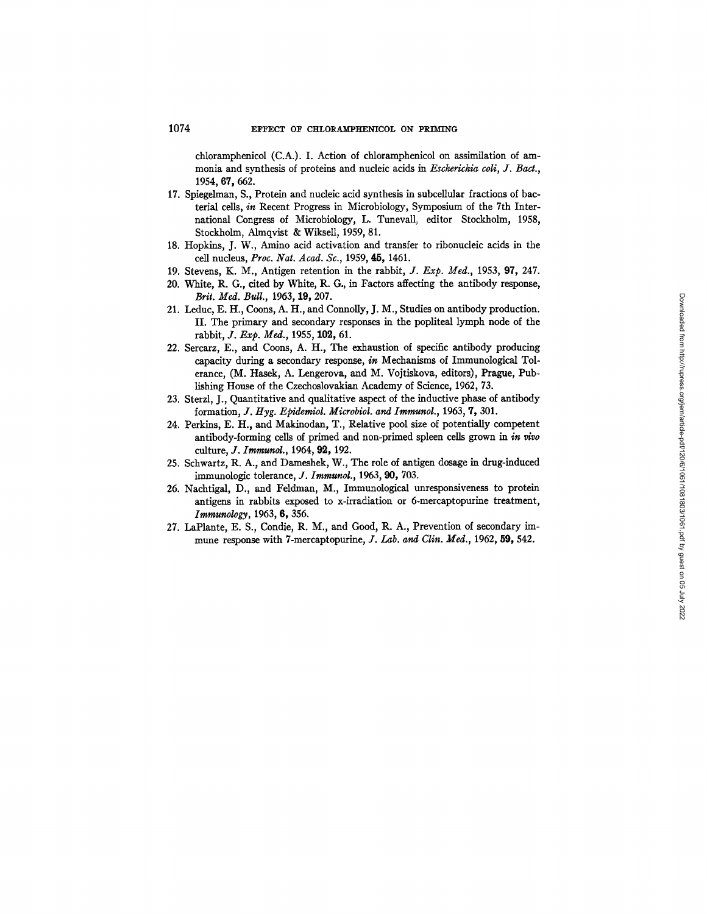chloramphenicol (C.A.). I. Action of chloramphenicol on assimilation of ammonia and synthesis of proteins and nucleic acids in *Escherichia coli*, *J. Bact.*, 1954, **67**, 662.

17. Spiegelman, S., Protein and nucleic acid synthesis in subcellular fractions of bacterial cells, *in* Recent Progress in Microbiology, Symposium of the 7th International Congress of Microbiology, L. Tunevall, editor Stockholm, 1958, Stockholm, Almqvist & Wiksell, 1959, 81.
18. Hopkins, J. W., Amino acid activation and transfer to ribonucleic acids in the cell nucleus, *Proc. Nat. Acad. Sc.*, 1959, **45**, 1461.
19. Stevens, K. M., Antigen retention in the rabbit, *J. Exp. Med.*, 1953, **97**, 247.
20. White, R. G., cited by White, R. G., in Factors affecting the antibody response, *Brit. Med. Bull.*, 1963, **19**, 207.
21. Leduc, E. H., Coons, A. H., and Connolly, J. M., Studies on antibody production. II. The primary and secondary responses in the popliteal lymph node of the rabbit, *J. Exp. Med.*, 1955, **102**, 61.
22. Sercarz, E., and Coons, A. H., The exhaustion of specific antibody producing capacity during a secondary response, *in* Mechanisms of Immunological Tolerance, (M. Hasek, A. Lengerova, and M. Vojtiskova, editors), Prague, Publishing House of the Czechoslovakian Academy of Science, 1962, 73.
23. Sterzl, J., Quantitative and qualitative aspect of the inductive phase of antibody formation, *J. Hyg. Epidemiol. Microbiol. and Immunol.*, 1963, **7**, 301.
24. Perkins, E. H., and Makinodan, T., Relative pool size of potentially competent antibody-forming cells of primed and non-primed spleen cells grown in *in vivo* culture, *J. Immunol.*, 1964, **92**, 192.
25. Schwartz, R. A., and Dameshek, W., The role of antigen dosage in drug-induced immunologic tolerance, *J. Immunol.*, 1963, **90**, 703.
26. Nachtigal, D., and Feldman, M., Immunological unresponsiveness to protein antigens in rabbits exposed to x-irradiation or 6-mercaptopurine treatment, *Immunology*, 1963, **6**, 356.
27. LaPlante, E. S., Condie, R. M., and Good, R. A., Prevention of secondary immune response with 7-mercaptopurine, *J. Lab. and Clin. Med.*, 1962, **59**, 542.